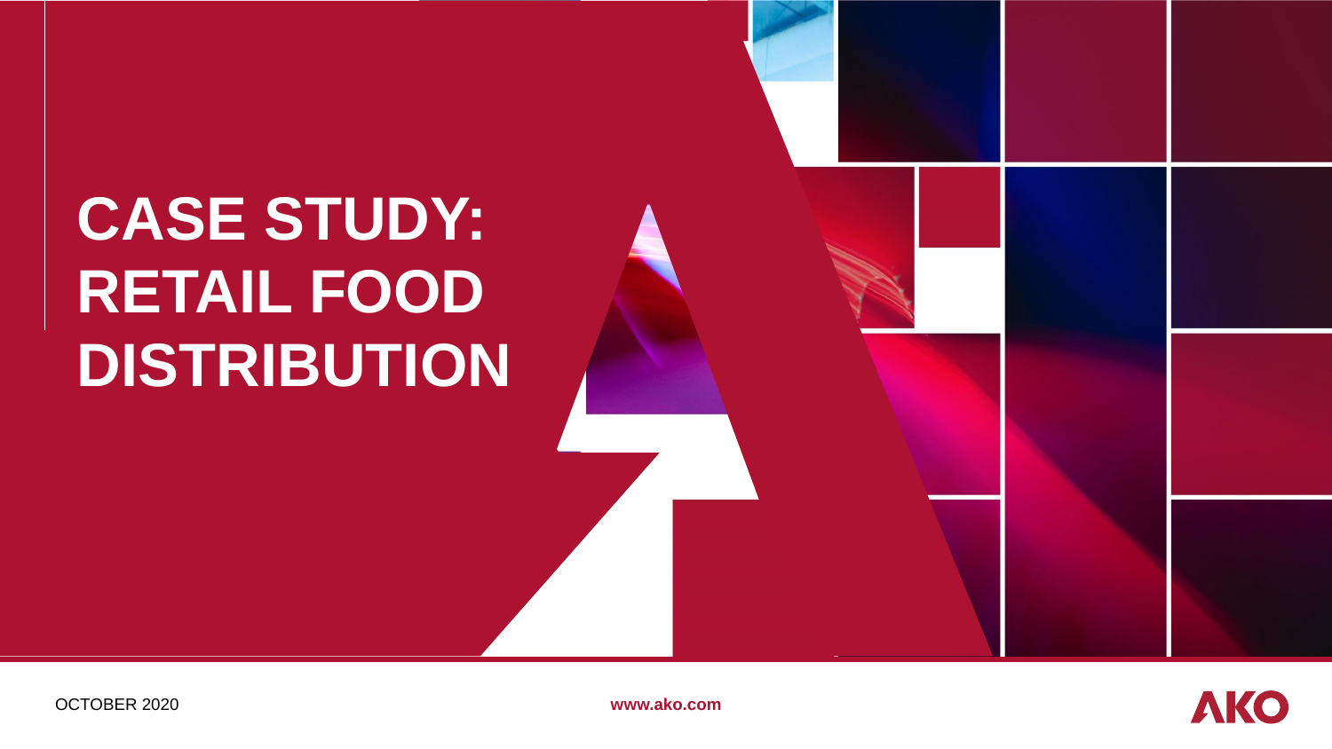# CASE STUDY: RETAIL FOOD DISTRIBUTION

OCTOBER 2020

www.ako.com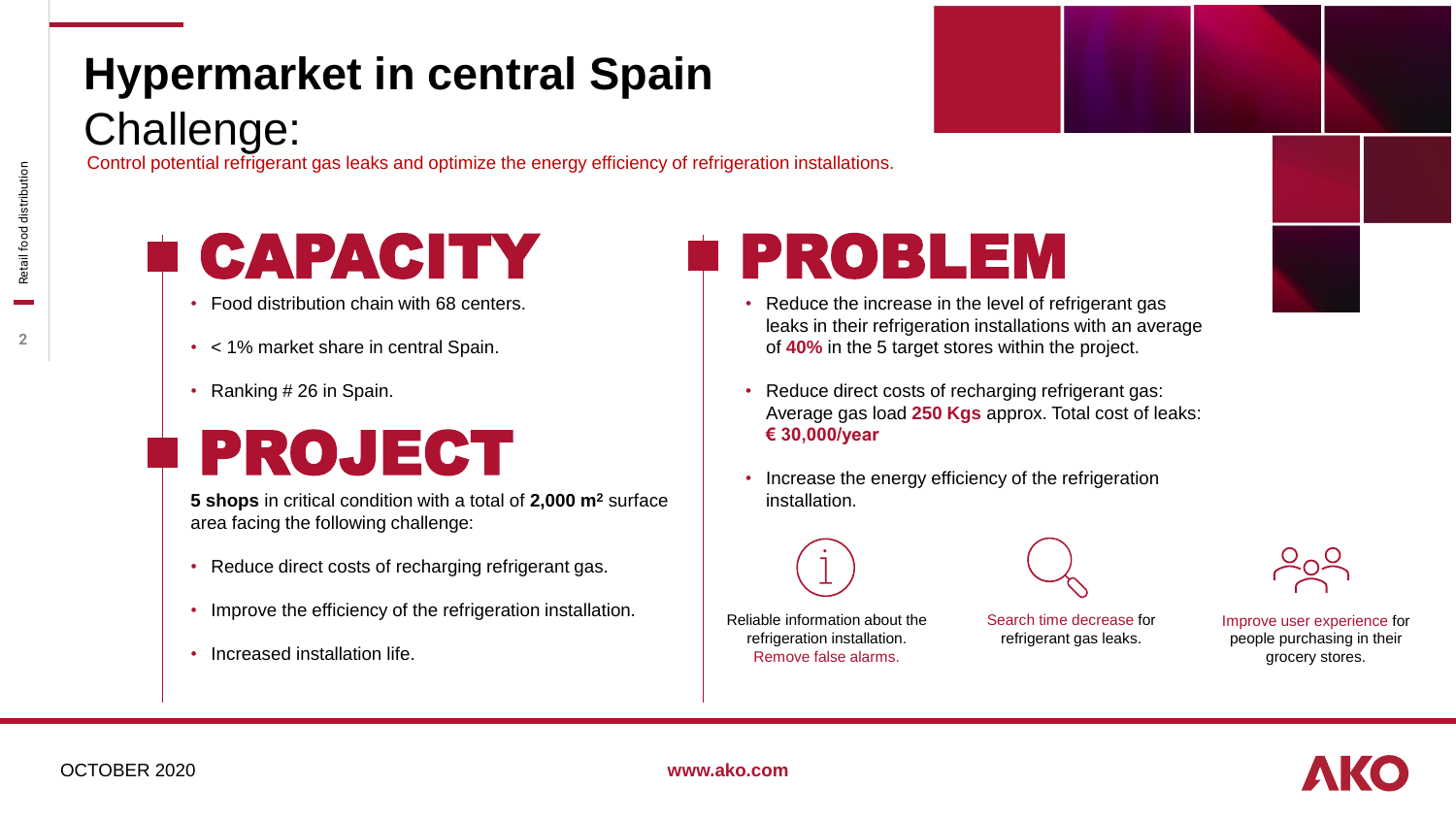# Hypermarket in central Spain

## Challenge:

Control potential refrigerant gas leaks and optimize the energy efficiency of refrigeration installations.

## CAPACITY

- Food distribution chain with 68 centers.
- < 1% market share in central Spain.
- Ranking # 26 in Spain.

## PROJECT

**5 shops** in critical condition with a total of **2,000 m²** surface area facing the following challenge:

- Reduce direct costs of recharging refrigerant gas.
- Improve the efficiency of the refrigeration installation.
- Increased installation life.

## PROBLEM

- Reduce the increase in the level of refrigerant gas leaks in their refrigeration installations with an average of **40%** in the 5 target stores within the project.
- Reduce direct costs of recharging refrigerant gas: Average gas load **250 Kgs** approx. Total cost of leaks: **€ 30,000/year**
- Increase the energy efficiency of the refrigeration installation.

Reliable information about the refrigeration installation. Remove false alarms.

Search time decrease for refrigerant gas leaks.

Improve user experience for people purchasing in their grocery stores.

OCTOBER 2020

www.ako.com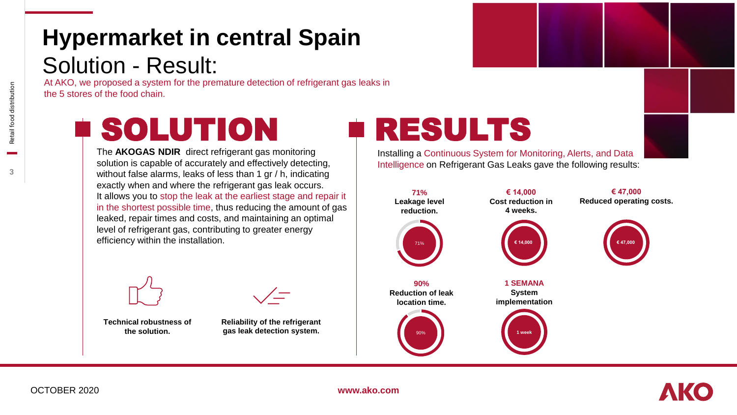# Hypermarket in central Spain

## Solution - Result:

At AKO, we proposed a system for the premature detection of refrigerant gas leaks in the 5 stores of the food chain.

## SOLUTION

The **AKOGAS NDIR** direct refrigerant gas monitoring solution is capable of accurately and effectively detecting, without false alarms, leaks of less than 1 gr / h, indicating exactly when and where the refrigerant gas leak occurs.
It allows you to stop the leak at the earliest stage and repair it in the shortest possible time, thus reducing the amount of gas leaked, repair times and costs, and maintaining an optimal level of refrigerant gas, contributing to greater energy efficiency within the installation.

**Technical robustness of the solution.**

**Reliability of the refrigerant gas leak detection system.**

## RESULTS

Installing a Continuous System for Monitoring, Alerts, and Data Intelligence on Refrigerant Gas Leaks gave the following results:

**71%**
**Leakage level reduction.**

71%

**€ 14,000**
**Cost reduction in 4 weeks.**

€ 14,000

**€ 47,000**
**Reduced operating costs.**

€ 47,000

**90%**
**Reduction of leak location time.**

90%

**1 SEMANA**
**System implementation**

1 week

OCTOBER 2020

www.ako.com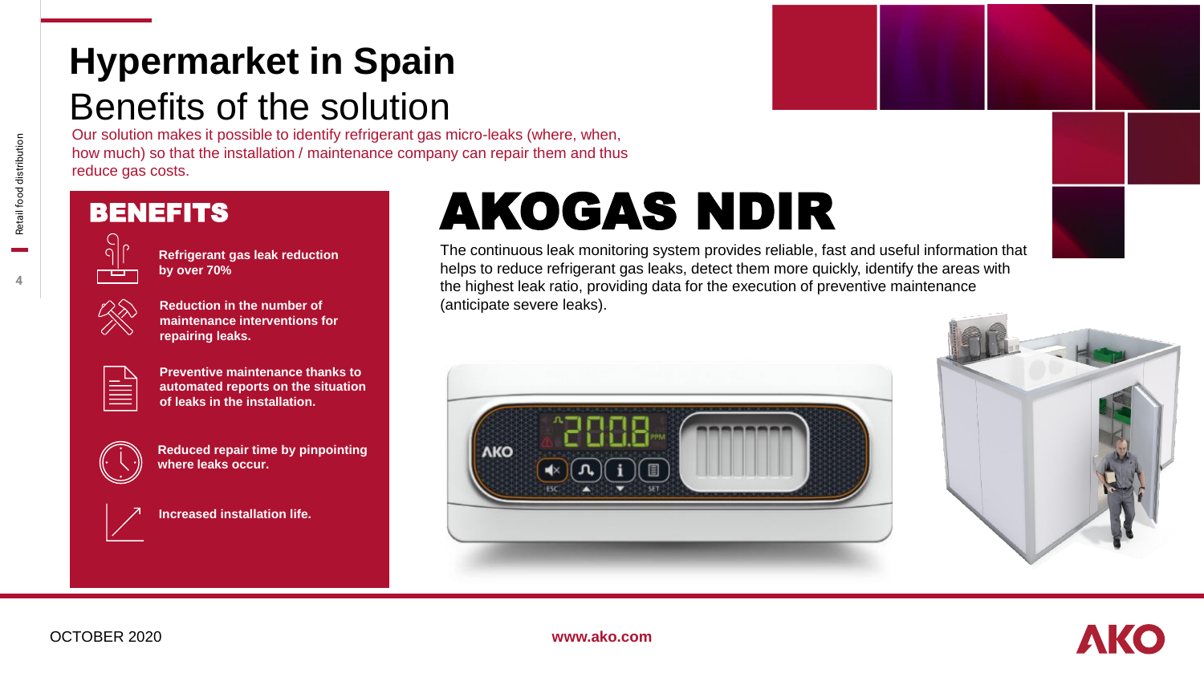# Hypermarket in Spain

## Benefits of the solution

Our solution makes it possible to identify refrigerant gas micro-leaks (where, when, how much) so that the installation / maintenance company can repair them and thus reduce gas costs.

## BENEFITS

- **Refrigerant gas leak reduction by over 70%**
- **Reduction in the number of maintenance interventions for repairing leaks.**
- **Preventive maintenance thanks to automated reports on the situation of leaks in the installation.**
- **Reduced repair time by pinpointing where leaks occur.**
- **Increased installation life.**

## AKOGAS NDIR

The continuous leak monitoring system provides reliable, fast and useful information that helps to reduce refrigerant gas leaks, detect them more quickly, identify the areas with the highest leak ratio, providing data for the execution of preventive maintenance (anticipate severe leaks).

OCTOBER 2020

www.ako.com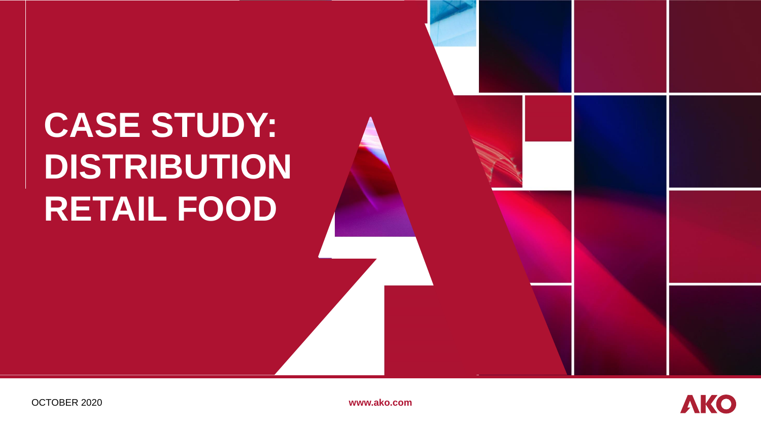# CASE STUDY: DISTRIBUTION RETAIL FOOD

OCTOBER 2020

**www.ako.com**

AKO